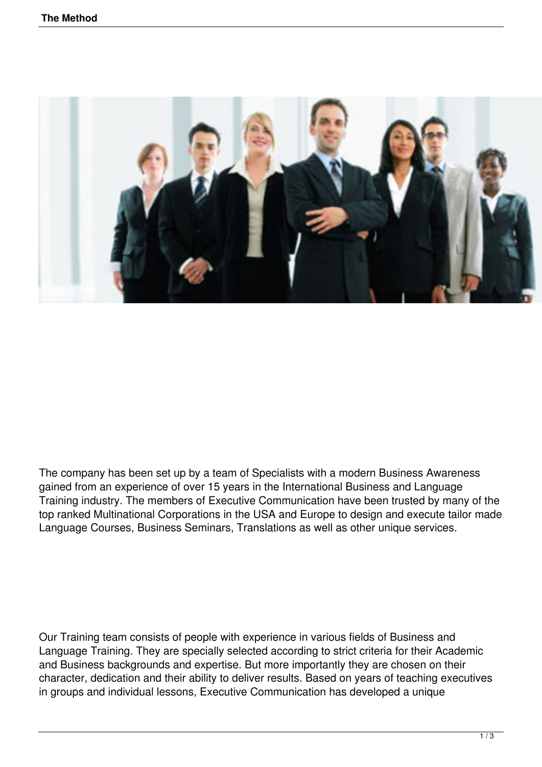The company has been set up by a team of Specialists with a modern Business Awareness gained from an experience of over 15 years in the International Business and Language Training industry. The members of Executive Communication have been trusted by many of the top ranked Multinational Corporations in the USA and Europe to design and execute tailor made Language Courses, Business Seminars, Translations as well as other unique services.

Our Training team consists of people with experience in various fields of Business and Language Training. They are specially selected according to strict criteria for their Academic and Business backgrounds and expertise. But more importantly they are chosen on their character, dedication and their ability to deliver results. Based on years of teaching executives in groups and individual lessons, Executive Communication has developed a unique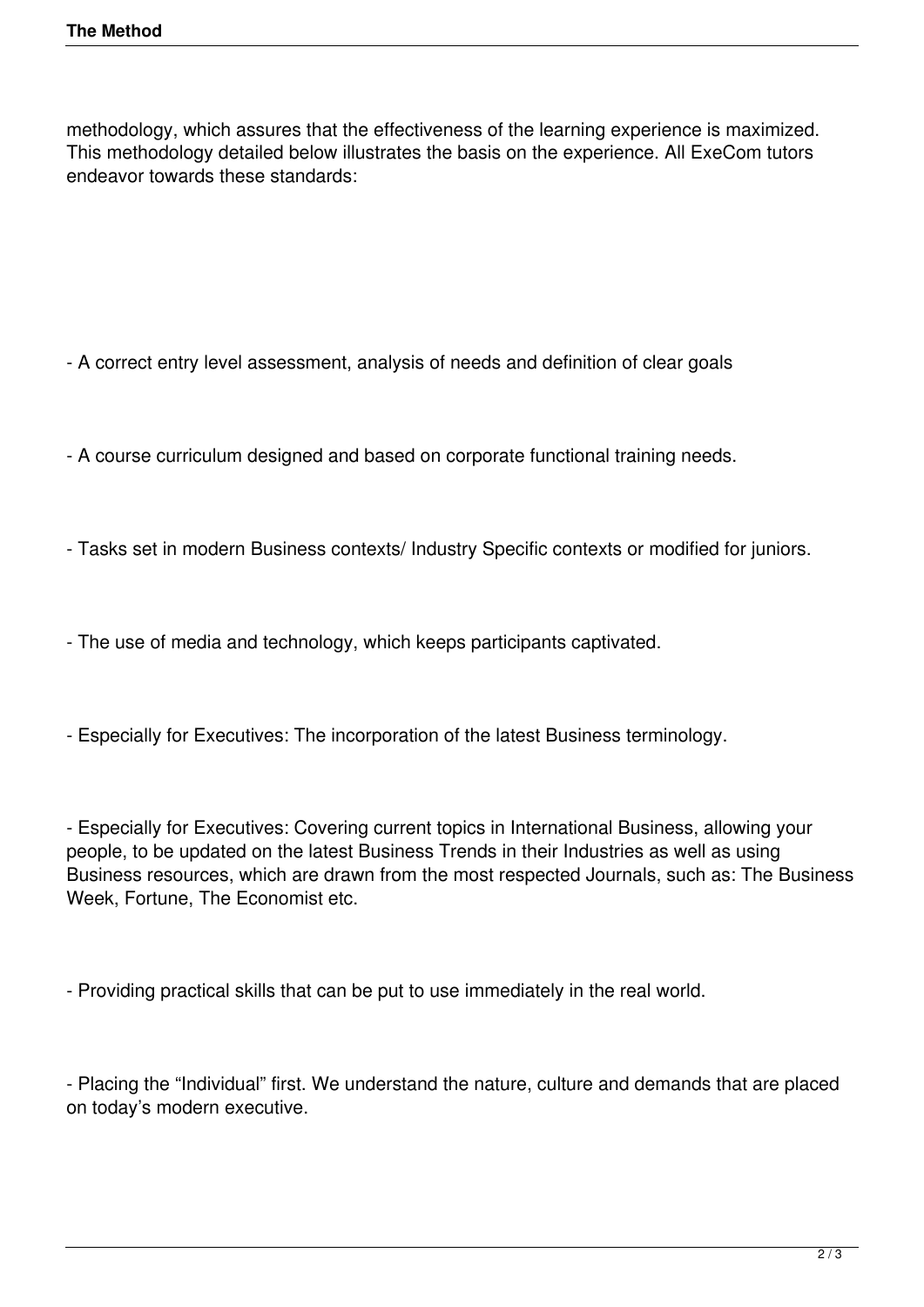methodology, which assures that the effectiveness of the learning experience is maximized. This methodology detailed below illustrates the basis on the experience. All ExeCom tutors endeavor towards these standards:

- A correct entry level assessment, analysis of needs and definition of clear goals

- A course curriculum designed and based on corporate functional training needs.

- Tasks set in modern Business contexts/ Industry Specific contexts or modified for juniors.

- The use of media and technology, which keeps participants captivated.

- Especially for Executives: The incorporation of the latest Business terminology.

- Especially for Executives: Covering current topics in International Business, allowing your people, to be updated on the latest Business Trends in their Industries as well as using Business resources, which are drawn from the most respected Journals, such as: The Business Week, Fortune, The Economist etc.

- Providing practical skills that can be put to use immediately in the real world.

- Placing the "Individual" first. We understand the nature, culture and demands that are placed on today's modern executive.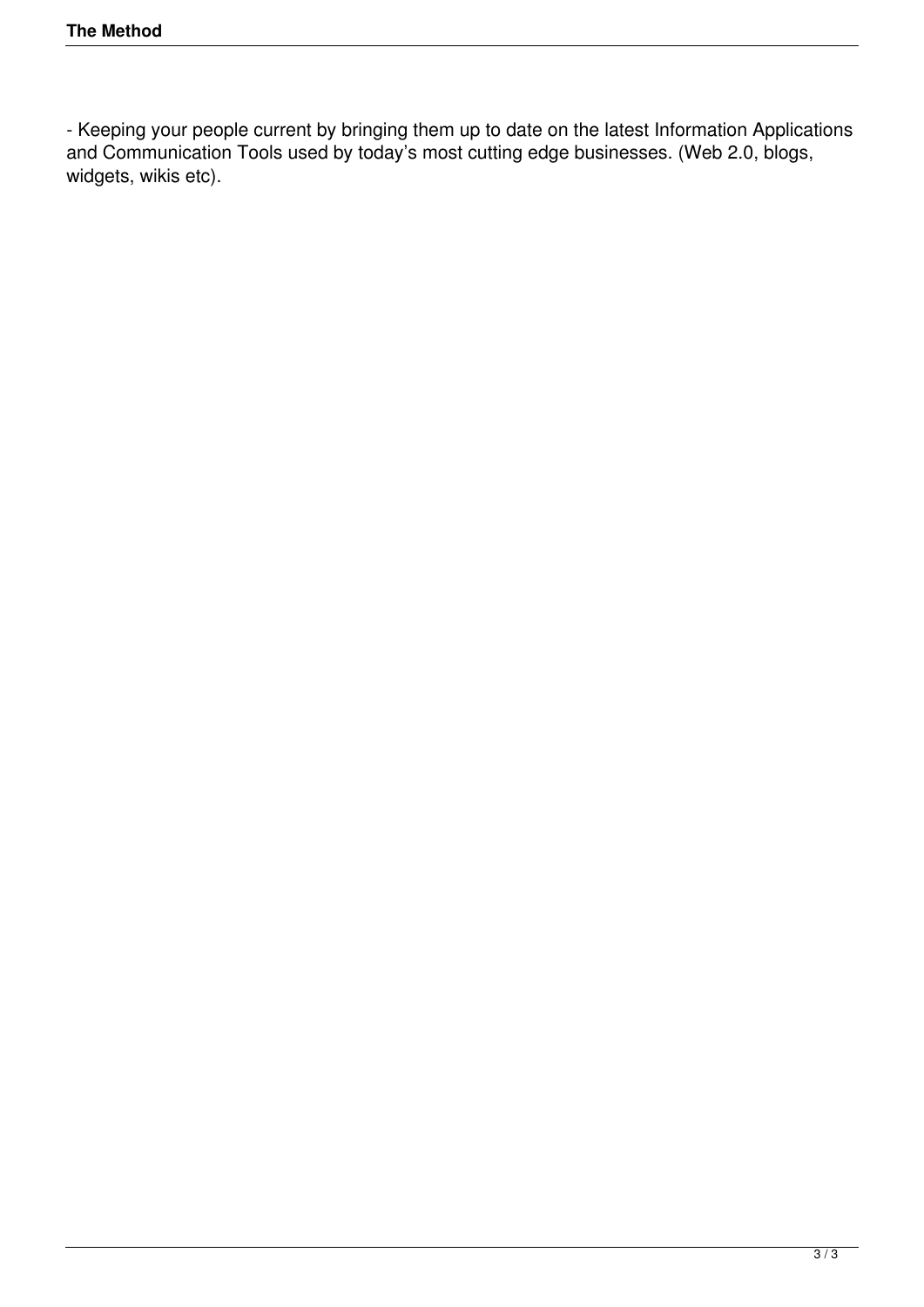- Keeping your people current by bringing them up to date on the latest Information Applications and Communication Tools used by today’s most cutting edge businesses. (Web 2.0, blogs, widgets, wikis etc).